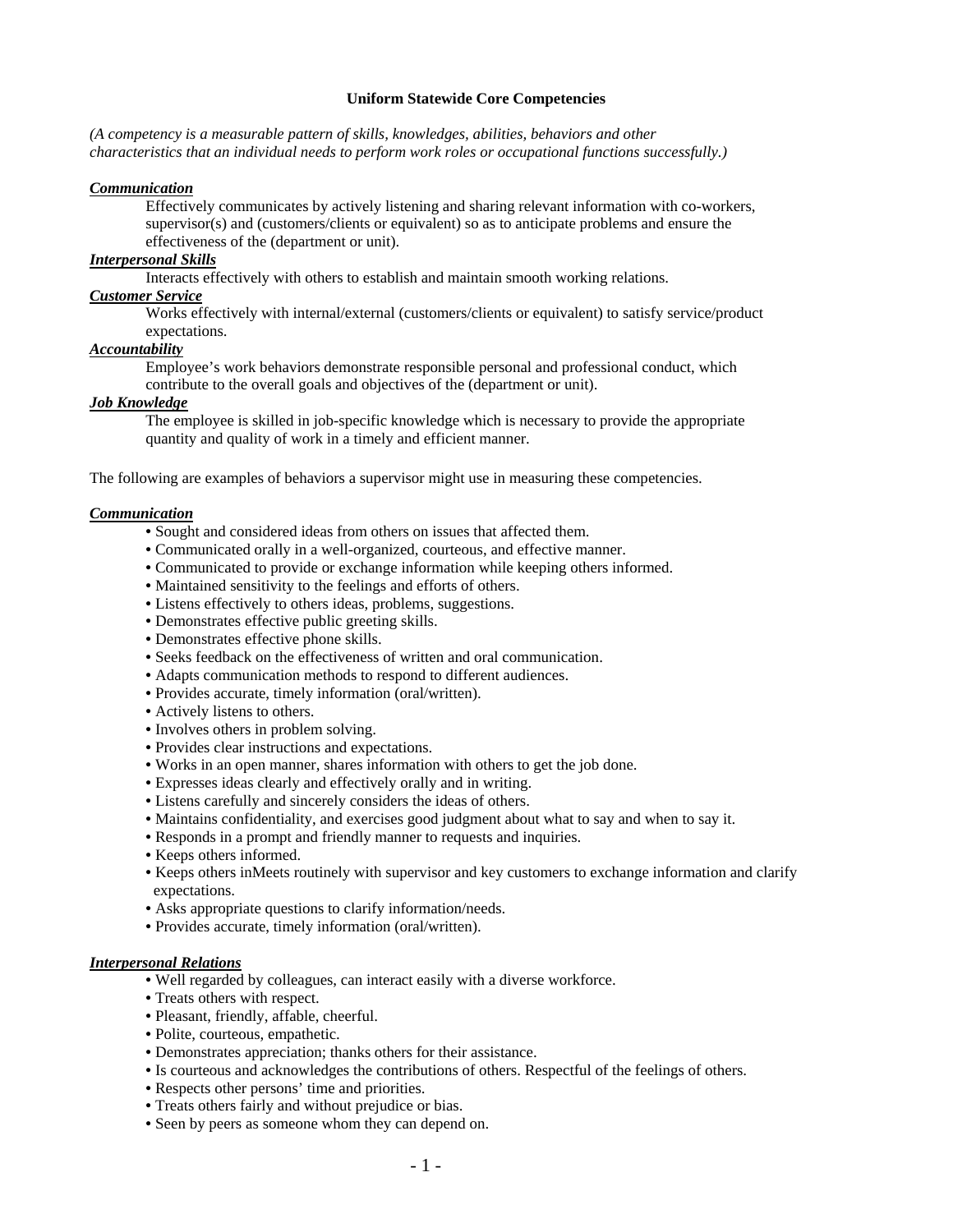# Uniform Statewide Core Competencies

*(A competency is a measurable pattern of skills, knowledges, abilities, behaviors and other characteristics that an individual needs to perform work roles or occupational functions successfully.)*

***Communication***

Effectively communicates by actively listening and sharing relevant information with co-workers, supervisor(s) and (customers/clients or equivalent) so as to anticipate problems and ensure the effectiveness of the (department or unit).

***Interpersonal Skills***

Interacts effectively with others to establish and maintain smooth working relations.

***Customer Service***

Works effectively with internal/external (customers/clients or equivalent) to satisfy service/product expectations.

***Accountability***

Employee's work behaviors demonstrate responsible personal and professional conduct, which contribute to the overall goals and objectives of the (department or unit).

***Job Knowledge***

The employee is skilled in job-specific knowledge which is necessary to provide the appropriate quantity and quality of work in a timely and efficient manner.

The following are examples of behaviors a supervisor might use in measuring these competencies.

***Communication***

- Sought and considered ideas from others on issues that affected them.
- Communicated orally in a well-organized, courteous, and effective manner.
- Communicated to provide or exchange information while keeping others informed.
- Maintained sensitivity to the feelings and efforts of others.
- Listens effectively to others ideas, problems, suggestions.
- Demonstrates effective public greeting skills.
- Demonstrates effective phone skills.
- Seeks feedback on the effectiveness of written and oral communication.
- Adapts communication methods to respond to different audiences.
- Provides accurate, timely information (oral/written).
- Actively listens to others.
- Involves others in problem solving.
- Provides clear instructions and expectations.
- Works in an open manner, shares information with others to get the job done.
- Expresses ideas clearly and effectively orally and in writing.
- Listens carefully and sincerely considers the ideas of others.
- Maintains confidentiality, and exercises good judgment about what to say and when to say it.
- Responds in a prompt and friendly manner to requests and inquiries.
- Keeps others informed.
- Keeps others inMeets routinely with supervisor and key customers to exchange information and clarify expectations.
- Asks appropriate questions to clarify information/needs.
- Provides accurate, timely information (oral/written).

***Interpersonal Relations***

- Well regarded by colleagues, can interact easily with a diverse workforce.
- Treats others with respect.
- Pleasant, friendly, affable, cheerful.
- Polite, courteous, empathetic.
- Demonstrates appreciation; thanks others for their assistance.
- Is courteous and acknowledges the contributions of others. Respectful of the feelings of others.
- Respects other persons' time and priorities.
- Treats others fairly and without prejudice or bias.
- Seen by peers as someone whom they can depend on.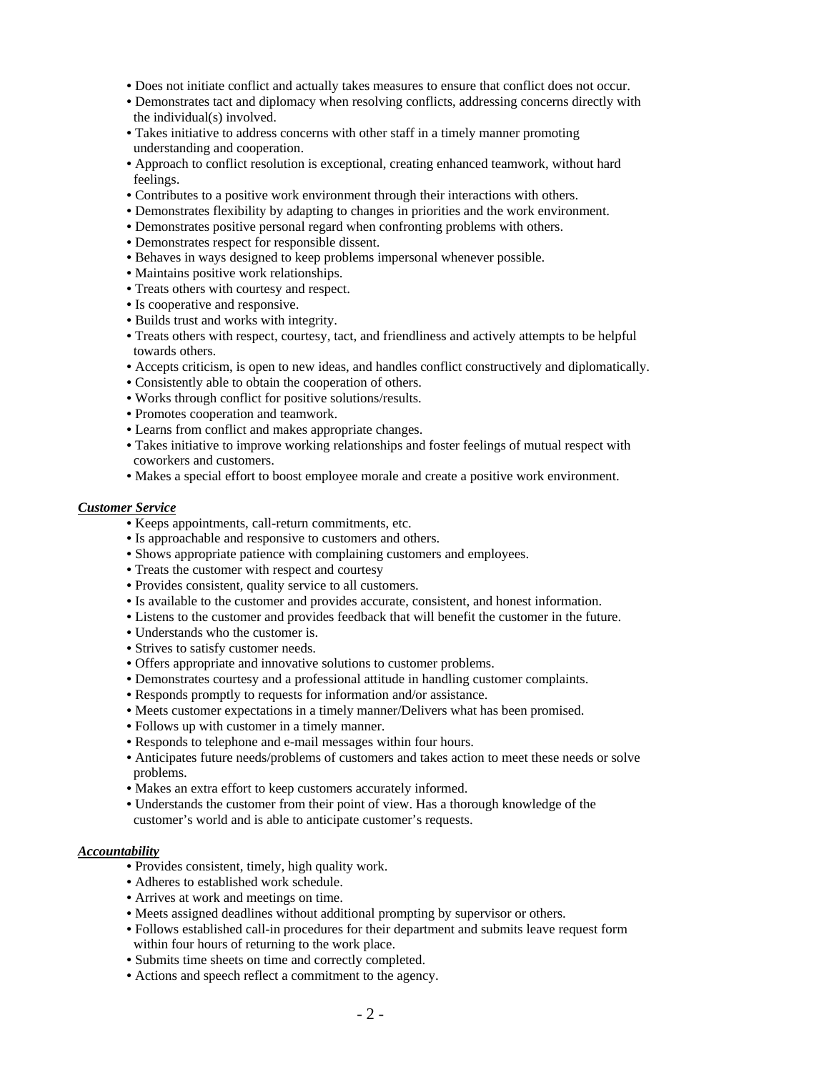- Does not initiate conflict and actually takes measures to ensure that conflict does not occur.
- Demonstrates tact and diplomacy when resolving conflicts, addressing concerns directly with the individual(s) involved.
- Takes initiative to address concerns with other staff in a timely manner promoting understanding and cooperation.
- Approach to conflict resolution is exceptional, creating enhanced teamwork, without hard feelings.
- Contributes to a positive work environment through their interactions with others.
- Demonstrates flexibility by adapting to changes in priorities and the work environment.
- Demonstrates positive personal regard when confronting problems with others.
- Demonstrates respect for responsible dissent.
- Behaves in ways designed to keep problems impersonal whenever possible.
- Maintains positive work relationships.
- Treats others with courtesy and respect.
- Is cooperative and responsive.
- Builds trust and works with integrity.
- Treats others with respect, courtesy, tact, and friendliness and actively attempts to be helpful towards others.
- Accepts criticism, is open to new ideas, and handles conflict constructively and diplomatically.
- Consistently able to obtain the cooperation of others.
- Works through conflict for positive solutions/results.
- Promotes cooperation and teamwork.
- Learns from conflict and makes appropriate changes.
- Takes initiative to improve working relationships and foster feelings of mutual respect with coworkers and customers.
- Makes a special effort to boost employee morale and create a positive work environment.

***Customer Service***

- Keeps appointments, call-return commitments, etc.
- Is approachable and responsive to customers and others.
- Shows appropriate patience with complaining customers and employees.
- Treats the customer with respect and courtesy
- Provides consistent, quality service to all customers.
- Is available to the customer and provides accurate, consistent, and honest information.
- Listens to the customer and provides feedback that will benefit the customer in the future.
- Understands who the customer is.
- Strives to satisfy customer needs.
- Offers appropriate and innovative solutions to customer problems.
- Demonstrates courtesy and a professional attitude in handling customer complaints.
- Responds promptly to requests for information and/or assistance.
- Meets customer expectations in a timely manner/Delivers what has been promised.
- Follows up with customer in a timely manner.
- Responds to telephone and e-mail messages within four hours.
- Anticipates future needs/problems of customers and takes action to meet these needs or solve problems.
- Makes an extra effort to keep customers accurately informed.
- Understands the customer from their point of view. Has a thorough knowledge of the customer's world and is able to anticipate customer's requests.

***Accountability***

- Provides consistent, timely, high quality work.
- Adheres to established work schedule.
- Arrives at work and meetings on time.
- Meets assigned deadlines without additional prompting by supervisor or others.
- Follows established call-in procedures for their department and submits leave request form within four hours of returning to the work place.
- Submits time sheets on time and correctly completed.
- Actions and speech reflect a commitment to the agency.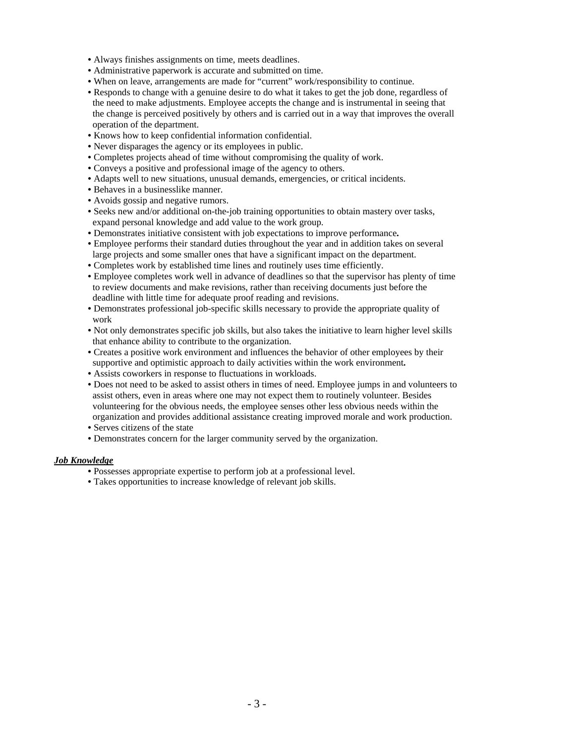- Always finishes assignments on time, meets deadlines.
- Administrative paperwork is accurate and submitted on time.
- When on leave, arrangements are made for "current" work/responsibility to continue.
- Responds to change with a genuine desire to do what it takes to get the job done, regardless of the need to make adjustments. Employee accepts the change and is instrumental in seeing that the change is perceived positively by others and is carried out in a way that improves the overall operation of the department.
- Knows how to keep confidential information confidential.
- Never disparages the agency or its employees in public.
- Completes projects ahead of time without compromising the quality of work.
- Conveys a positive and professional image of the agency to others.
- Adapts well to new situations, unusual demands, emergencies, or critical incidents.
- Behaves in a businesslike manner.
- Avoids gossip and negative rumors.
- Seeks new and/or additional on-the-job training opportunities to obtain mastery over tasks, expand personal knowledge and add value to the work group.
- Demonstrates initiative consistent with job expectations to improve performance**.**
- Employee performs their standard duties throughout the year and in addition takes on several large projects and some smaller ones that have a significant impact on the department.
- Completes work by established time lines and routinely uses time efficiently.
- Employee completes work well in advance of deadlines so that the supervisor has plenty of time to review documents and make revisions, rather than receiving documents just before the deadline with little time for adequate proof reading and revisions.
- Demonstrates professional job-specific skills necessary to provide the appropriate quality of work
- Not only demonstrates specific job skills, but also takes the initiative to learn higher level skills that enhance ability to contribute to the organization.
- Creates a positive work environment and influences the behavior of other employees by their supportive and optimistic approach to daily activities within the work environment**.**
- Assists coworkers in response to fluctuations in workloads.
- Does not need to be asked to assist others in times of need. Employee jumps in and volunteers to assist others, even in areas where one may not expect them to routinely volunteer. Besides volunteering for the obvious needs, the employee senses other less obvious needs within the organization and provides additional assistance creating improved morale and work production.
- Serves citizens of the state
- Demonstrates concern for the larger community served by the organization.

***Job Knowledge***

- Possesses appropriate expertise to perform job at a professional level.
- Takes opportunities to increase knowledge of relevant job skills.